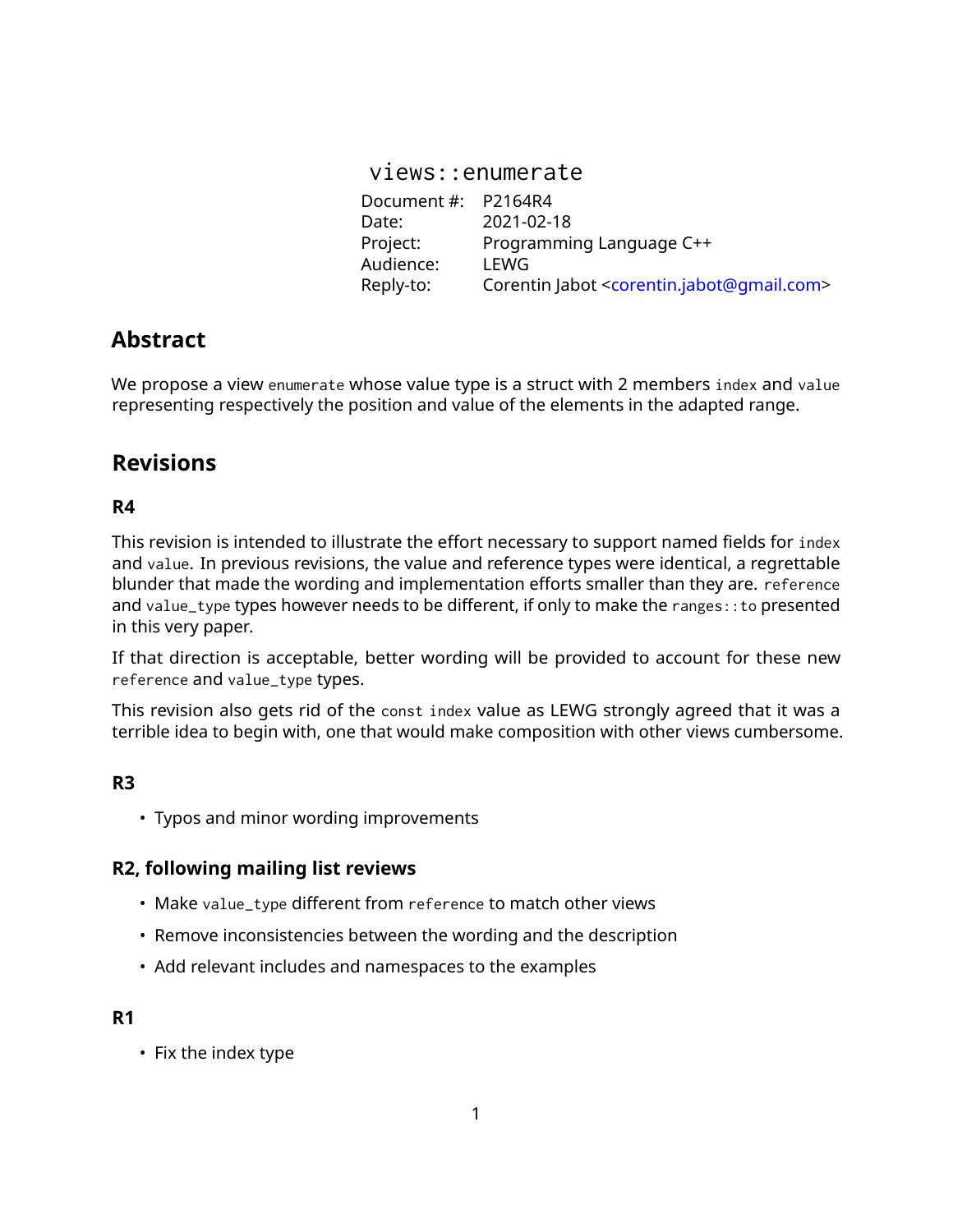# `views::enumerate`

| | |
|---|---|
| Document #: | P2164R4 |
| Date: | 2021-02-18 |
| Project: | Programming Language C++ |
| Audience: | LEWG |
| Reply-to: | Corentin Jabot <corentin.jabot@gmail.com> |

## Abstract

We propose a view `enumerate` whose value type is a struct with 2 members `index` and `value` representing respectively the position and value of the elements in the adapted range.

## Revisions

### R4

This revision is intended to illustrate the effort necessary to support named fields for `index` and `value`. In previous revisions, the value and reference types were identical, a regrettable blunder that made the wording and implementation efforts smaller than they are. `reference` and `value_type` types however needs to be different, if only to make the `ranges::to` presented in this very paper.

If that direction is acceptable, better wording will be provided to account for these new `reference` and `value_type` types.

This revision also gets rid of the `const index` value as LEWG strongly agreed that it was a terrible idea to begin with, one that would make composition with other views cumbersome.

### R3

- Typos and minor wording improvements

### R2, following mailing list reviews

- Make `value_type` different from `reference` to match other views
- Remove inconsistencies between the wording and the description
- Add relevant includes and namespaces to the examples

### R1

- Fix the index type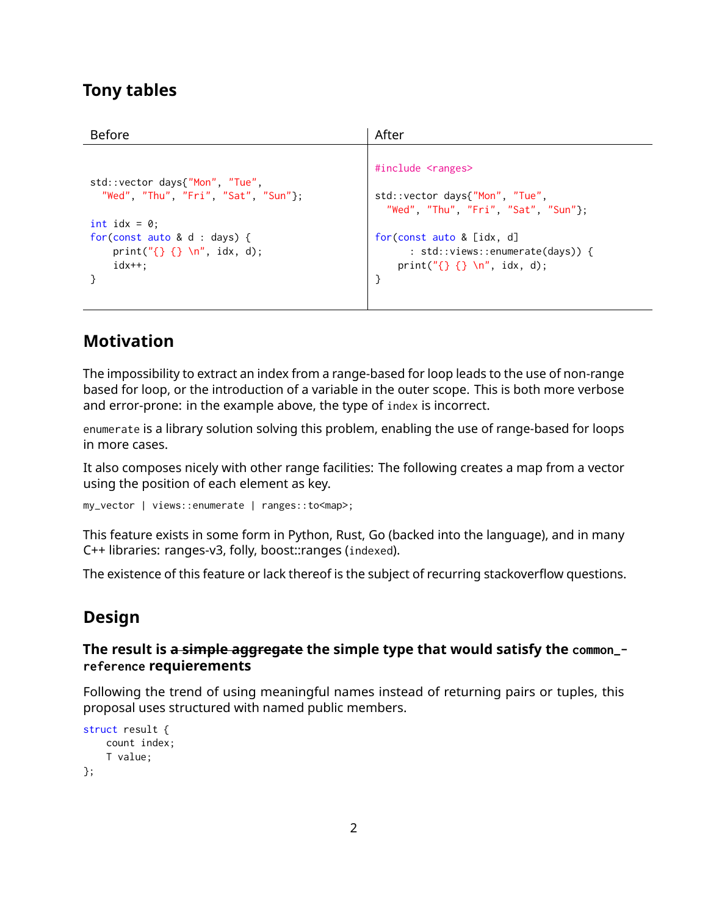## Tony tables

| Before | After |
|---|---|
| <pre>std::vector days{"Mon", "Tue",<br>  "Wed", "Thu", "Fri", "Sat", "Sun"};<br><br>int idx = 0;<br>for(const auto & d : days) {<br>    print("{} {} \n", idx, d);<br>    idx++;<br>}</pre> | <pre>#include &lt;ranges&gt;<br><br>std::vector days{"Mon", "Tue",<br>  "Wed", "Thu", "Fri", "Sat", "Sun"};<br><br>for(const auto & [idx, d]<br>      : std::views::enumerate(days)) {<br>    print("{} {} \n", idx, d);<br>}</pre> |

## Motivation

The impossibility to extract an index from a range-based for loop leads to the use of non-range based for loop, or the introduction of a variable in the outer scope. This is both more verbose and error-prone: in the example above, the type of `index` is incorrect.

`enumerate` is a library solution solving this problem, enabling the use of range-based for loops in more cases.

It also composes nicely with other range facilities: The following creates a map from a vector using the position of each element as key.

```
my_vector | views::enumerate | ranges::to<map>;
```

This feature exists in some form in Python, Rust, Go (backed into the language), and in many C++ libraries: ranges-v3, folly, boost::ranges (`indexed`).

The existence of this feature or lack thereof is the subject of recurring stackoverflow questions.

## Design

### The result is ~~a simple aggregate~~ the simple type that would satisfy the `common_reference` requierements

Following the trend of using meaningful names instead of returning pairs or tuples, this proposal uses structured with named public members.

```
struct result {
    count index;
    T value;
};
```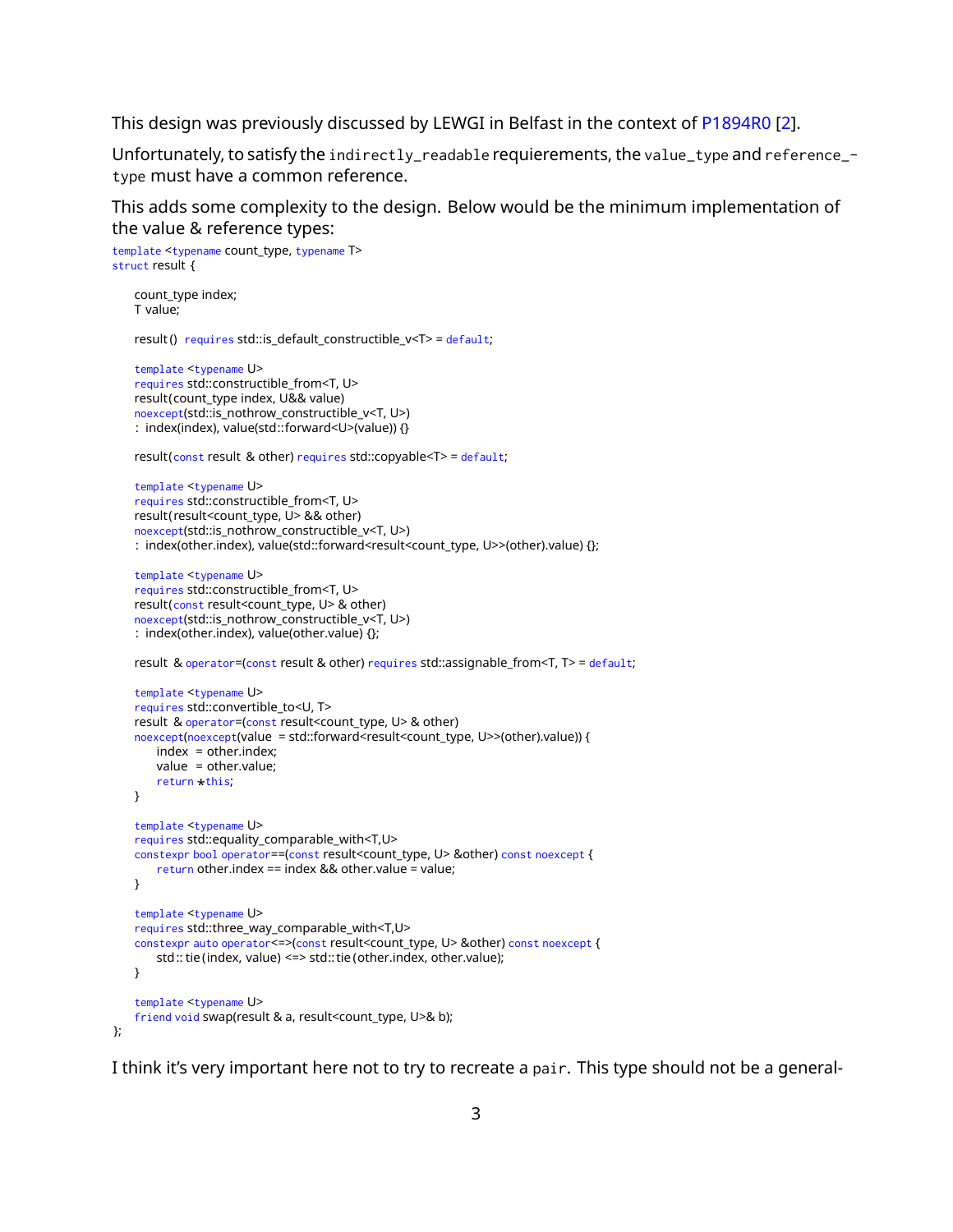This design was previously discussed by LEWGI in Belfast in the context of P1894R0 [2].

Unfortunately, to satisfy the `indirectly_readable` requierements, the `value_type` and `reference_type` must have a common reference.

This adds some complexity to the design. Below would be the minimum implementation of the value & reference types:

```
template <typename count_type, typename T>
struct result {

    count_type index;
    T value;

    result()  requires std::is_default_constructible_v<T> = default;

    template <typename U>
    requires std::constructible_from<T, U>
    result(count_type index, U&& value)
    noexcept(std::is_nothrow_constructible_v<T, U>)
    : index(index), value(std::forward<U>(value)) {}

    result(const result & other) requires std::copyable<T> = default;

    template <typename U>
    requires std::constructible_from<T, U>
    result(result<count_type, U> && other)
    noexcept(std::is_nothrow_constructible_v<T, U>)
    : index(other.index), value(std::forward<result<count_type, U>>(other).value) {};

    template <typename U>
    requires std::constructible_from<T, U>
    result(const result<count_type, U> & other)
    noexcept(std::is_nothrow_constructible_v<T, U>)
    : index(other.index), value(other.value) {};

    result & operator=(const result & other) requires std::assignable_from<T, T> = default;

    template <typename U>
    requires std::convertible_to<U, T>
    result & operator=(const result<count_type, U> & other)
    noexcept(noexcept(value  = std::forward<result<count_type, U>>(other).value)) {
        index  = other.index;
        value  = other.value;
        return *this;
    }

    template <typename U>
    requires std::equality_comparable_with<T,U>
    constexpr bool operator==(const result<count_type, U> &other) const noexcept {
        return other.index == index && other.value = value;
    }

    template <typename U>
    requires std::three_way_comparable_with<T,U>
    constexpr auto operator<=>(const result<count_type, U> &other) const noexcept {
        std::tie(index, value) <=> std::tie(other.index, other.value);
    }

    template <typename U>
    friend void swap(result & a, result<count_type, U>& b);
};
```

I think it's very important here not to try to recreate a `pair`. This type should not be a general-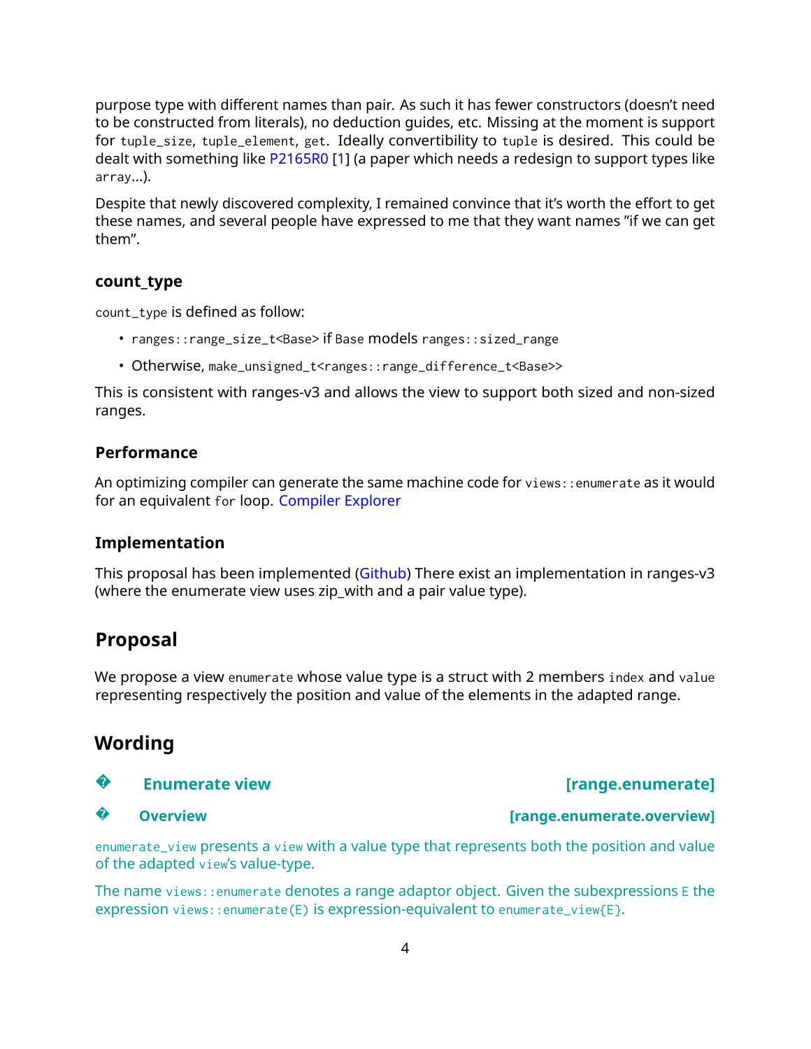purpose type with different names than pair. As such it has fewer constructors (doesn't need to be constructed from literals), no deduction guides, etc. Missing at the moment is support for `tuple_size`, `tuple_element`, `get`. Ideally convertibility to `tuple` is desired. This could be dealt with something like P2165R0 [1] (a paper which needs a redesign to support types like `array`...).

Despite that newly discovered complexity, I remained convince that it's worth the effort to get these names, and several people have expressed to me that they want names "if we can get them".

### count_type

`count_type` is defined as follow:

- `ranges::range_size_t<Base>` if `Base` models `ranges::sized_range`
- Otherwise, `make_unsigned_t<ranges::range_difference_t<Base>>`

This is consistent with ranges-v3 and allows the view to support both sized and non-sized ranges.

### Performance

An optimizing compiler can generate the same machine code for `views::enumerate` as it would for an equivalent `for` loop. Compiler Explorer

### Implementation

This proposal has been implemented (Github) There exist an implementation in ranges-v3 (where the enumerate view uses zip_with and a pair value type).

## Proposal

We propose a view `enumerate` whose value type is a struct with 2 members `index` and `value` representing respectively the position and value of the elements in the adapted range.

## Wording

### � Enumerate view [range.enumerate]

#### � Overview [range.enumerate.overview]

`enumerate_view` presents a `view` with a value type that represents both the position and value of the adapted `view`'s value-type.

The name `views::enumerate` denotes a range adaptor object. Given the subexpressions `E` the expression `views::enumerate(E)` is expression-equivalent to `enumerate_view{E}`.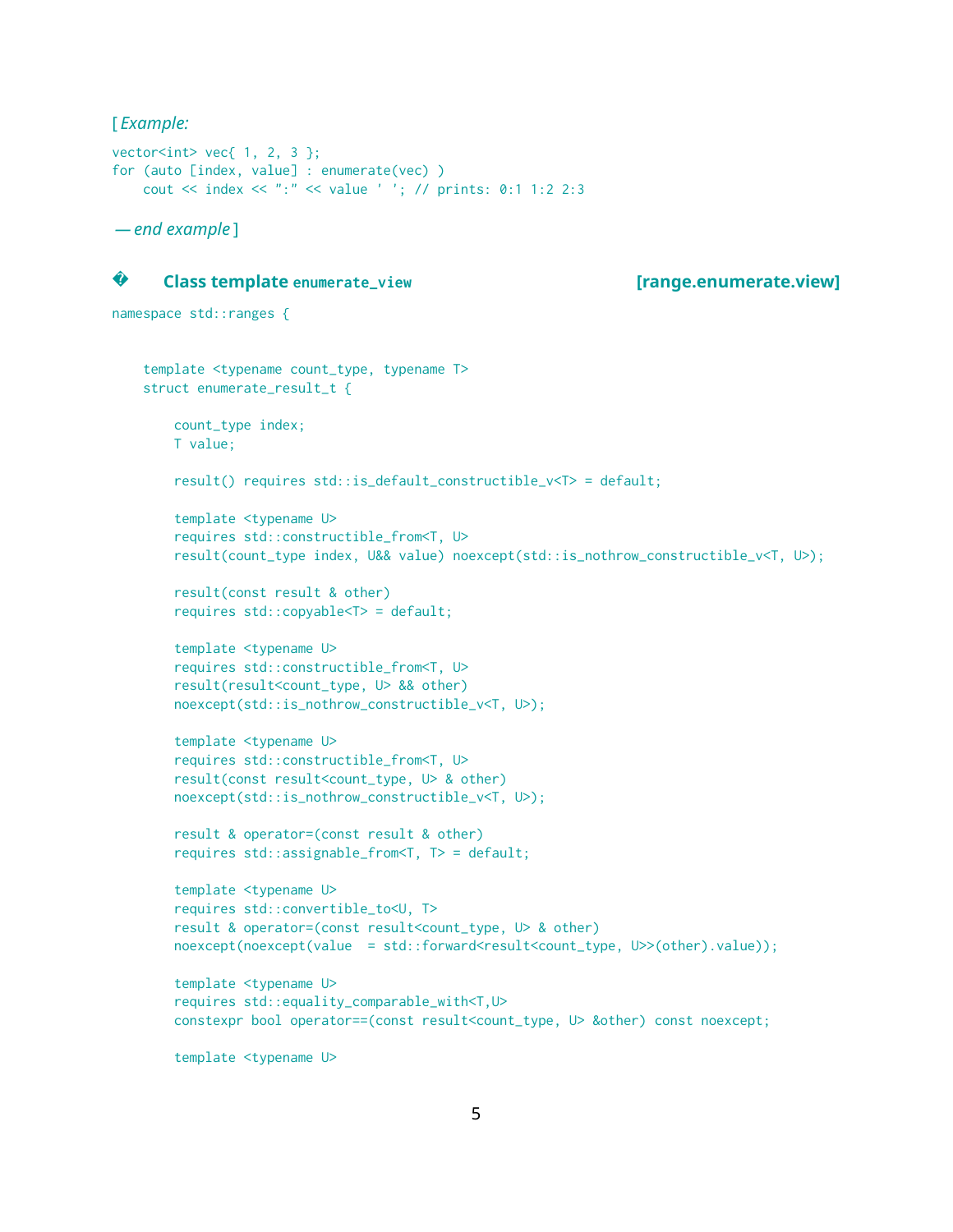[ *Example:*

```
vector<int> vec{ 1, 2, 3 };
for (auto [index, value] : enumerate(vec) )
    cout << index << ":" << value ' '; // prints: 0:1 1:2 2:3
```

*— end example* ]

## � Class template `enumerate_view` [range.enumerate.view]

```
namespace std::ranges {


    template <typename count_type, typename T>
    struct enumerate_result_t {

        count_type index;
        T value;

        result() requires std::is_default_constructible_v<T> = default;

        template <typename U>
        requires std::constructible_from<T, U>
        result(count_type index, U&& value) noexcept(std::is_nothrow_constructible_v<T, U>);

        result(const result & other)
        requires std::copyable<T> = default;

        template <typename U>
        requires std::constructible_from<T, U>
        result(result<count_type, U> && other)
        noexcept(std::is_nothrow_constructible_v<T, U>);

        template <typename U>
        requires std::constructible_from<T, U>
        result(const result<count_type, U> & other)
        noexcept(std::is_nothrow_constructible_v<T, U>);

        result & operator=(const result & other)
        requires std::assignable_from<T, T> = default;

        template <typename U>
        requires std::convertible_to<U, T>
        result & operator=(const result<count_type, U> & other)
        noexcept(noexcept(value  = std::forward<result<count_type, U>>(other).value));

        template <typename U>
        requires std::equality_comparable_with<T,U>
        constexpr bool operator==(const result<count_type, U> &other) const noexcept;

        template <typename U>
```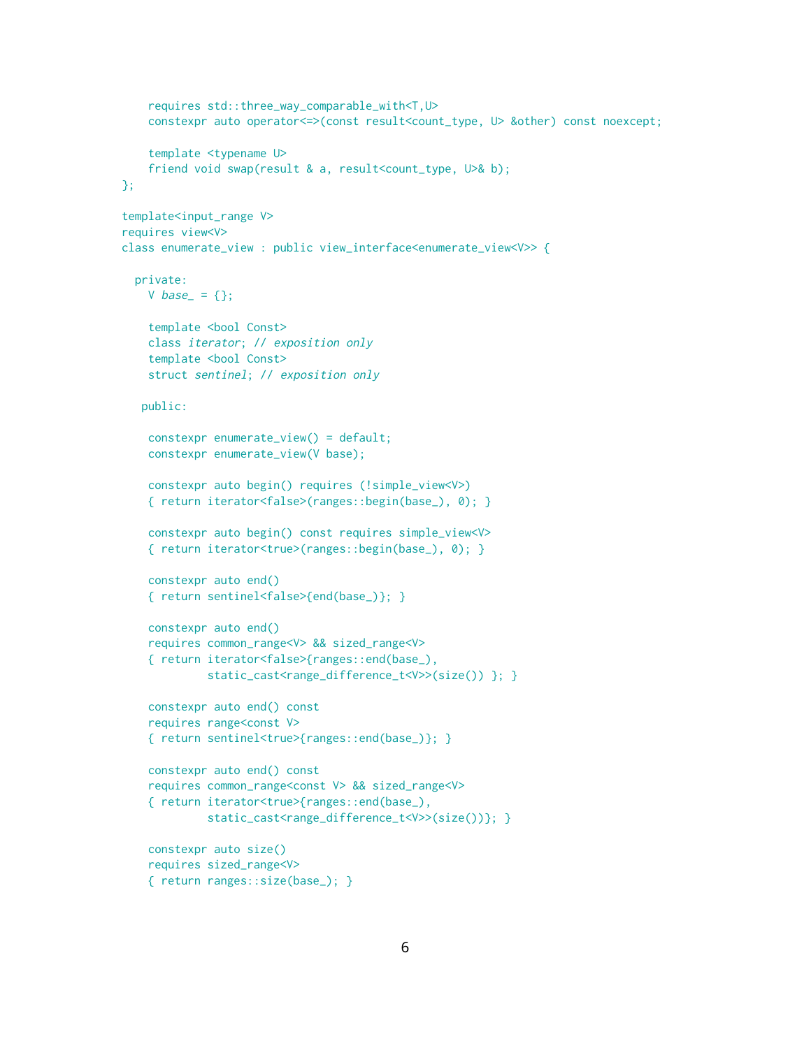```
    requires std::three_way_comparable_with<T,U>
    constexpr auto operator<=>(const result<count_type, U> &other) const noexcept;

    template <typename U>
    friend void swap(result & a, result<count_type, U>& b);
};

template<input_range V>
requires view<V>
class enumerate_view : public view_interface<enumerate_view<V>> {

  private:
    V base_ = {};

    template <bool Const>
    class iterator; // exposition only
    template <bool Const>
    struct sentinel; // exposition only

   public:

    constexpr enumerate_view() = default;
    constexpr enumerate_view(V base);

    constexpr auto begin() requires (!simple_view<V>)
    { return iterator<false>(ranges::begin(base_), 0); }

    constexpr auto begin() const requires simple_view<V>
    { return iterator<true>(ranges::begin(base_), 0); }

    constexpr auto end()
    { return sentinel<false>{end(base_)}; }

    constexpr auto end()
    requires common_range<V> && sized_range<V>
    { return iterator<false>{ranges::end(base_),
             static_cast<range_difference_t<V>>(size()) }; }

    constexpr auto end() const
    requires range<const V>
    { return sentinel<true>{ranges::end(base_)}; }

    constexpr auto end() const
    requires common_range<const V> && sized_range<V>
    { return iterator<true>{ranges::end(base_),
             static_cast<range_difference_t<V>>(size())}; }

    constexpr auto size()
    requires sized_range<V>
    { return ranges::size(base_); }
```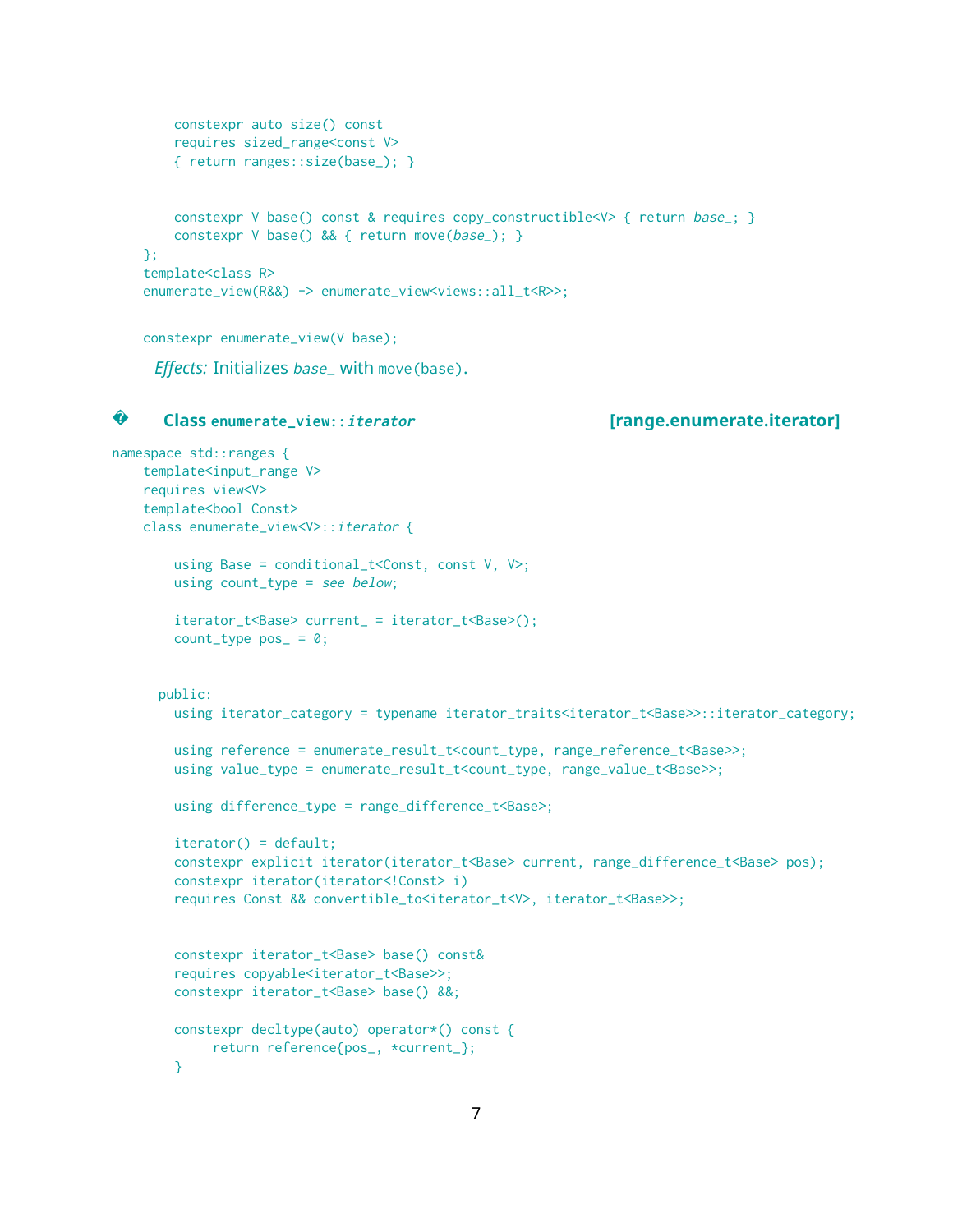```
        constexpr auto size() const
        requires sized_range<const V>
        { return ranges::size(base_); }


        constexpr V base() const & requires copy_constructible<V> { return base_; }
        constexpr V base() && { return move(base_); }
    };
    template<class R>
    enumerate_view(R&&) -> enumerate_view<views::all_t<R>>;
```

```
    constexpr enumerate_view(V base);
```

*Effects:* Initializes *base_* with `move(base)`.

### � Class `enumerate_view::iterator` [range.enumerate.iterator]

```
namespace std::ranges {
    template<input_range V>
    requires view<V>
    template<bool Const>
    class enumerate_view<V>::iterator {

        using Base = conditional_t<Const, const V, V>;
        using count_type = see below;

        iterator_t<Base> current_ = iterator_t<Base>();
        count_type pos_ = 0;


      public:
        using iterator_category = typename iterator_traits<iterator_t<Base>>::iterator_category;

        using reference = enumerate_result_t<count_type, range_reference_t<Base>>;
        using value_type = enumerate_result_t<count_type, range_value_t<Base>>;

        using difference_type = range_difference_t<Base>;

        iterator() = default;
        constexpr explicit iterator(iterator_t<Base> current, range_difference_t<Base> pos);
        constexpr iterator(iterator<!Const> i)
        requires Const && convertible_to<iterator_t<V>, iterator_t<Base>>;


        constexpr iterator_t<Base> base() const&
        requires copyable<iterator_t<Base>>;
        constexpr iterator_t<Base> base() &&;

        constexpr decltype(auto) operator*() const {
             return reference{pos_, *current_};
        }
```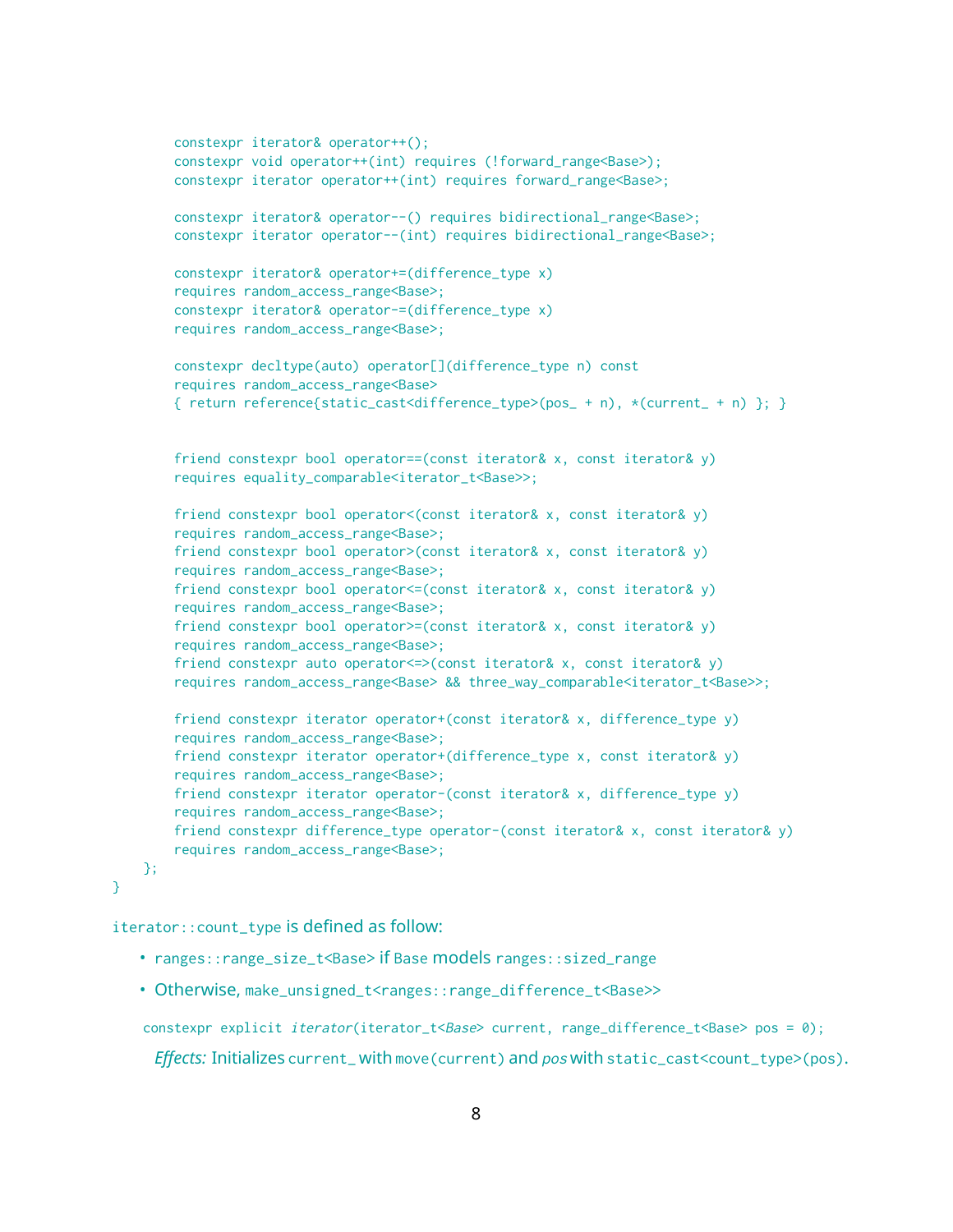```cpp
        constexpr iterator& operator++();
        constexpr void operator++(int) requires (!forward_range<Base>);
        constexpr iterator operator++(int) requires forward_range<Base>;

        constexpr iterator& operator--() requires bidirectional_range<Base>;
        constexpr iterator operator--(int) requires bidirectional_range<Base>;

        constexpr iterator& operator+=(difference_type x)
        requires random_access_range<Base>;
        constexpr iterator& operator-=(difference_type x)
        requires random_access_range<Base>;

        constexpr decltype(auto) operator[](difference_type n) const
        requires random_access_range<Base>
        { return reference{static_cast<difference_type>(pos_ + n), *(current_ + n) }; }


        friend constexpr bool operator==(const iterator& x, const iterator& y)
        requires equality_comparable<iterator_t<Base>>;

        friend constexpr bool operator<(const iterator& x, const iterator& y)
        requires random_access_range<Base>;
        friend constexpr bool operator>(const iterator& x, const iterator& y)
        requires random_access_range<Base>;
        friend constexpr bool operator<=(const iterator& x, const iterator& y)
        requires random_access_range<Base>;
        friend constexpr bool operator>=(const iterator& x, const iterator& y)
        requires random_access_range<Base>;
        friend constexpr auto operator<=>(const iterator& x, const iterator& y)
        requires random_access_range<Base> && three_way_comparable<iterator_t<Base>>;

        friend constexpr iterator operator+(const iterator& x, difference_type y)
        requires random_access_range<Base>;
        friend constexpr iterator operator+(difference_type x, const iterator& y)
        requires random_access_range<Base>;
        friend constexpr iterator operator-(const iterator& x, difference_type y)
        requires random_access_range<Base>;
        friend constexpr difference_type operator-(const iterator& x, const iterator& y)
        requires random_access_range<Base>;
    };
}
```

`iterator::count_type` is defined as follow:

- `ranges::range_size_t<Base>` if `Base` models `ranges::sized_range`
- Otherwise, `make_unsigned_t<ranges::range_difference_t<Base>>`

```cpp
constexpr explicit iterator(iterator_t<Base> current, range_difference_t<Base> pos = 0);
```

*Effects:* Initializes `current_` with `move(current)` and *pos* with `static_cast<count_type>(pos)`.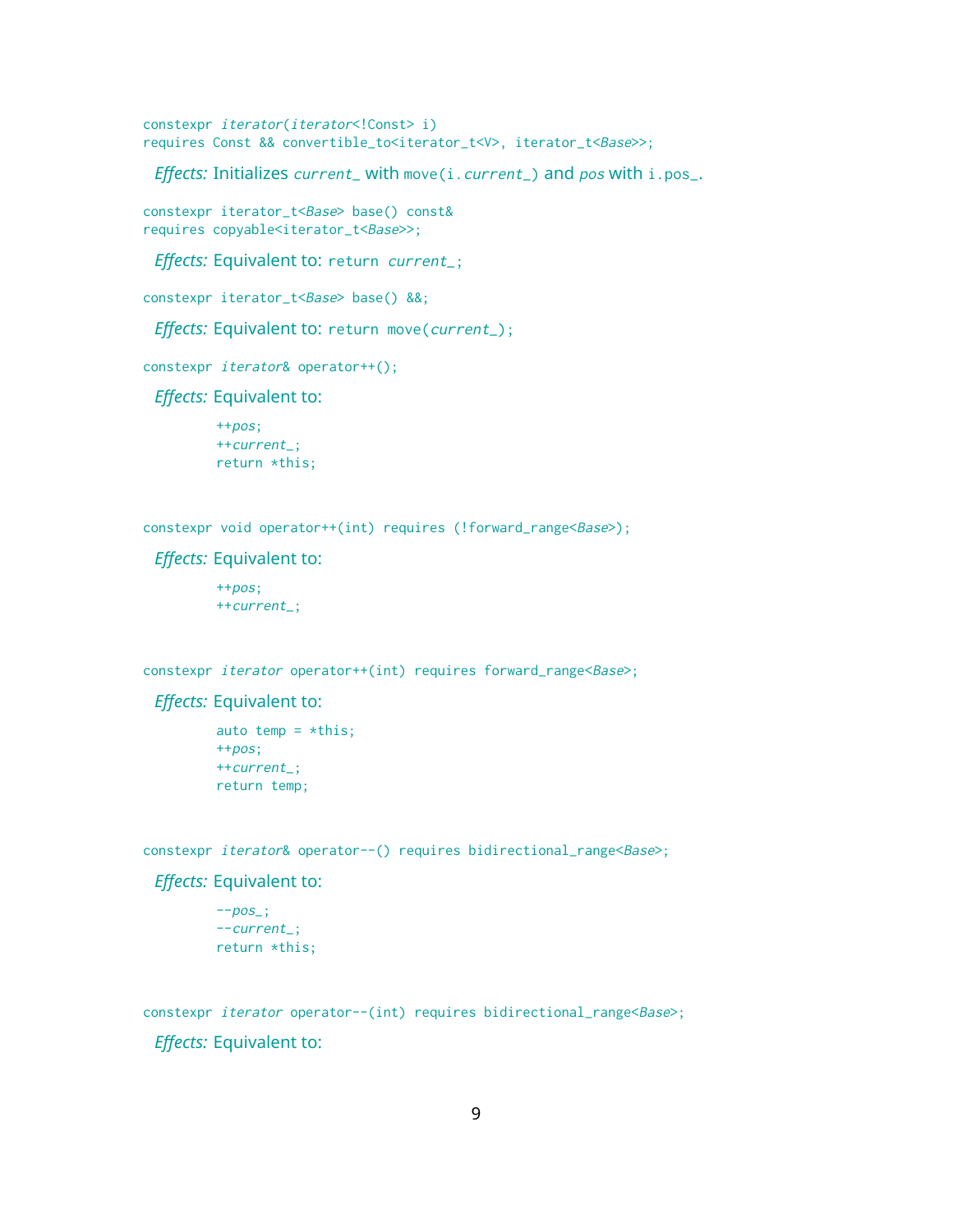```
constexpr iterator(iterator<!Const> i)
requires Const && convertible_to<iterator_t<V>, iterator_t<Base>>;
```

*Effects:* Initializes *current_* with `move(i.current_)` and *pos* with `i.pos_`.

```
constexpr iterator_t<Base> base() const&
requires copyable<iterator_t<Base>>;
```

*Effects:* Equivalent to: `return current_;`

```
constexpr iterator_t<Base> base() &&;
```

*Effects:* Equivalent to: `return move(current_);`

```
constexpr iterator& operator++();
```

*Effects:* Equivalent to:

```
++pos;
++current_;
return *this;
```

```
constexpr void operator++(int) requires (!forward_range<Base>);
```

*Effects:* Equivalent to:

```
++pos;
++current_;
```

```
constexpr iterator operator++(int) requires forward_range<Base>;
```

*Effects:* Equivalent to:

```
auto temp = *this;
++pos;
++current_;
return temp;
```

```
constexpr iterator& operator--() requires bidirectional_range<Base>;
```

*Effects:* Equivalent to:

```
--pos_;
--current_;
return *this;
```

```
constexpr iterator operator--(int) requires bidirectional_range<Base>;
```

*Effects:* Equivalent to: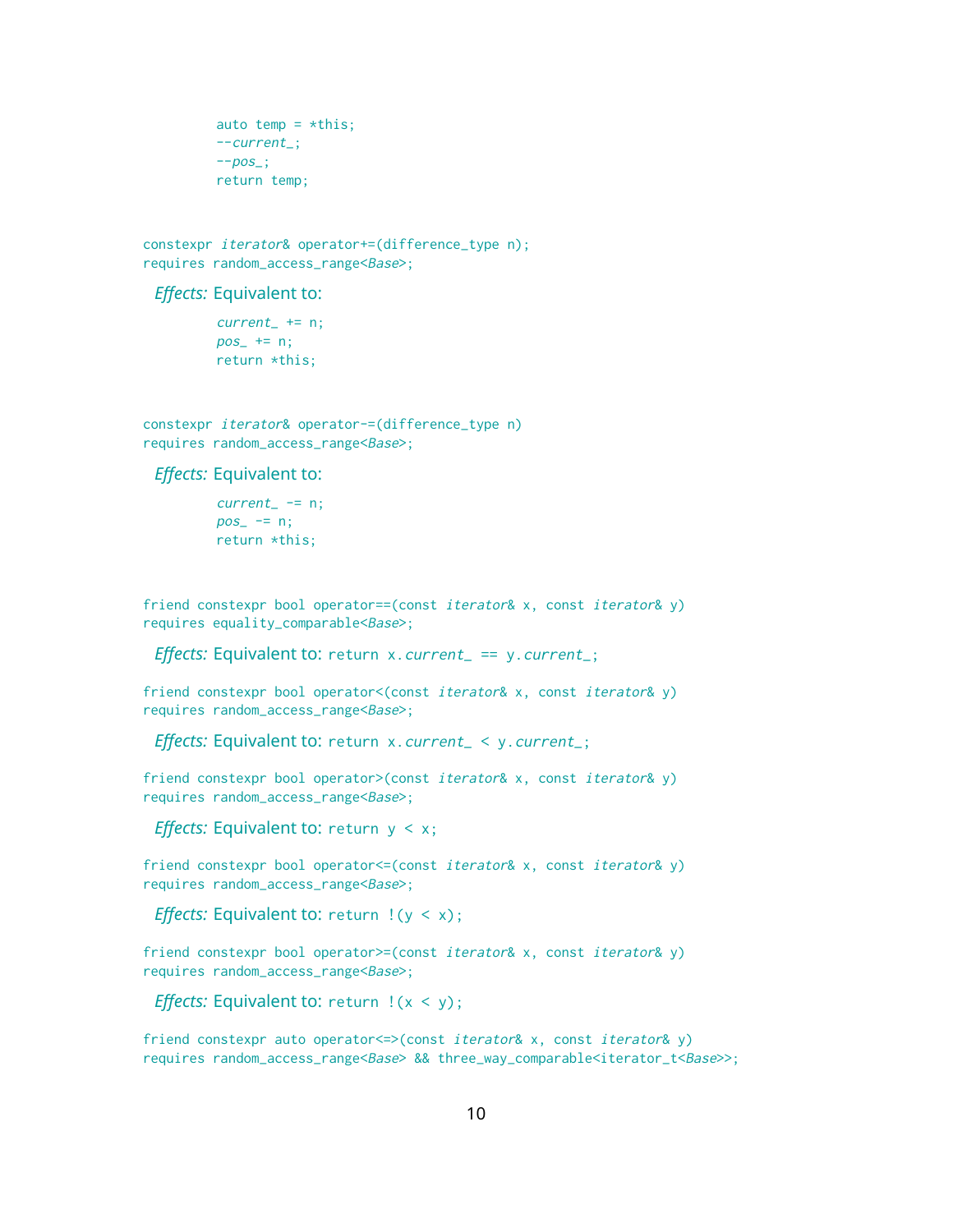```
auto temp = *this;
--current_;
--pos_;
return temp;
```

```
constexpr iterator& operator+=(difference_type n);
requires random_access_range<Base>;
```

*Effects:* Equivalent to:

```
current_ += n;
pos_ += n;
return *this;
```

```
constexpr iterator& operator-=(difference_type n)
requires random_access_range<Base>;
```

*Effects:* Equivalent to:

```
current_ -= n;
pos_ -= n;
return *this;
```

```
friend constexpr bool operator==(const iterator& x, const iterator& y)
requires equality_comparable<Base>;
```

*Effects:* Equivalent to: `return x.current_ == y.current_;`

```
friend constexpr bool operator<(const iterator& x, const iterator& y)
requires random_access_range<Base>;
```

*Effects:* Equivalent to: `return x.current_ < y.current_;`

```
friend constexpr bool operator>(const iterator& x, const iterator& y)
requires random_access_range<Base>;
```

*Effects:* Equivalent to: `return y < x;`

```
friend constexpr bool operator<=(const iterator& x, const iterator& y)
requires random_access_range<Base>;
```

*Effects:* Equivalent to: `return !(y < x);`

```
friend constexpr bool operator>=(const iterator& x, const iterator& y)
requires random_access_range<Base>;
```

*Effects:* Equivalent to: `return !(x < y);`

```
friend constexpr auto operator<=>(const iterator& x, const iterator& y)
requires random_access_range<Base> && three_way_comparable<iterator_t<Base>>;
```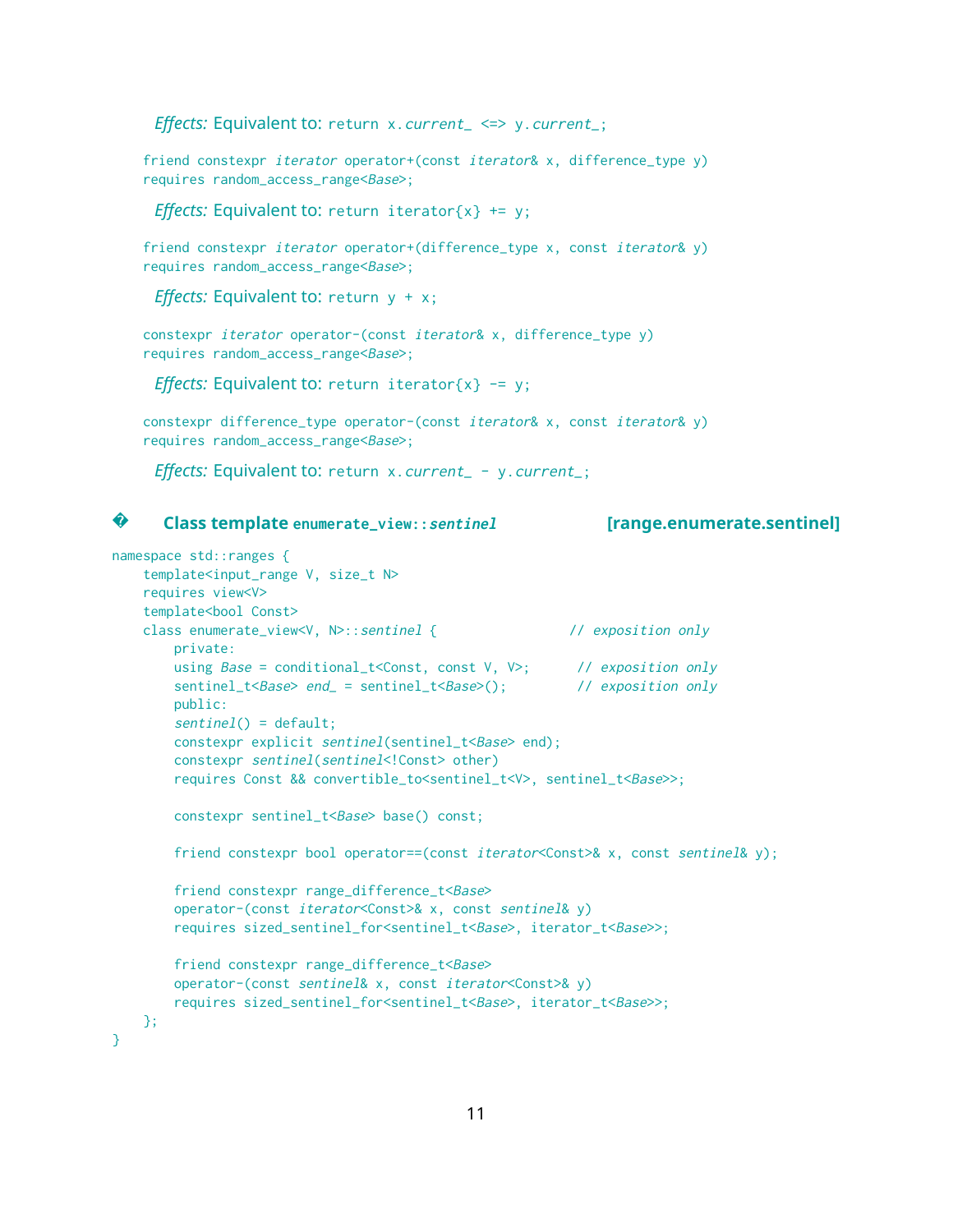*Effects:* Equivalent to: `return x.current_ <=> y.current_;`

```
friend constexpr iterator operator+(const iterator& x, difference_type y)
requires random_access_range<Base>;
```

*Effects:* Equivalent to: `return iterator{x} += y;`

```
friend constexpr iterator operator+(difference_type x, const iterator& y)
requires random_access_range<Base>;
```

*Effects:* Equivalent to: `return y + x;`

```
constexpr iterator operator-(const iterator& x, difference_type y)
requires random_access_range<Base>;
```

*Effects:* Equivalent to: `return iterator{x} -= y;`

```
constexpr difference_type operator-(const iterator& x, const iterator& y)
requires random_access_range<Base>;
```

*Effects:* Equivalent to: `return x.current_ - y.current_;`

## � Class template `enumerate_view::sentinel` [range.enumerate.sentinel]

```
namespace std::ranges {
    template<input_range V, size_t N>
    requires view<V>
    template<bool Const>
    class enumerate_view<V, N>::sentinel {                // exposition only
        private:
        using Base = conditional_t<Const, const V, V>;      // exposition only
        sentinel_t<Base> end_ = sentinel_t<Base>();         // exposition only
        public:
        sentinel() = default;
        constexpr explicit sentinel(sentinel_t<Base> end);
        constexpr sentinel(sentinel<!Const> other)
        requires Const && convertible_to<sentinel_t<V>, sentinel_t<Base>>;

        constexpr sentinel_t<Base> base() const;

        friend constexpr bool operator==(const iterator<Const>& x, const sentinel& y);

        friend constexpr range_difference_t<Base>
        operator-(const iterator<Const>& x, const sentinel& y)
        requires sized_sentinel_for<sentinel_t<Base>, iterator_t<Base>>;

        friend constexpr range_difference_t<Base>
        operator-(const sentinel& x, const iterator<Const>& y)
        requires sized_sentinel_for<sentinel_t<Base>, iterator_t<Base>>;
    };
}
```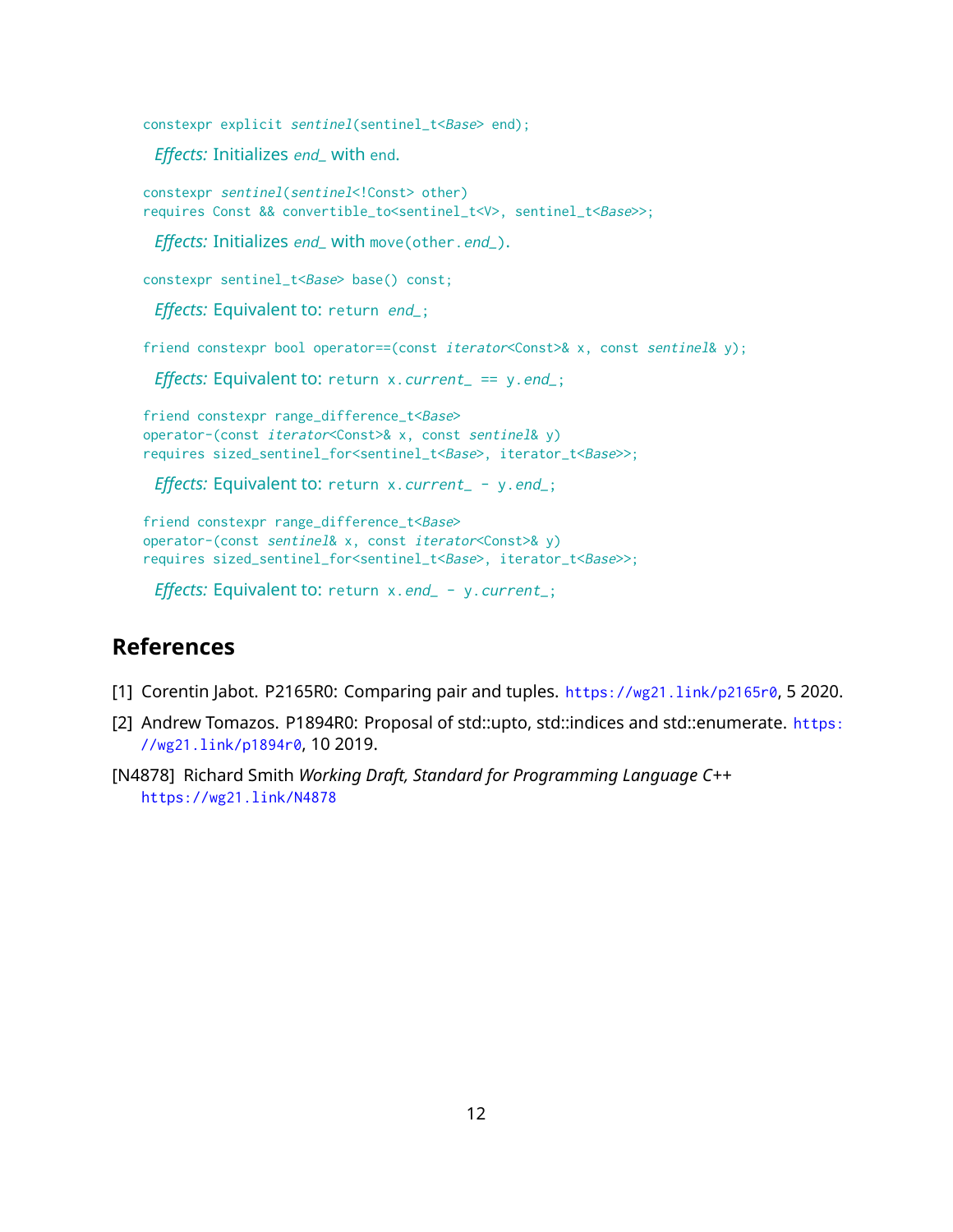```
constexpr explicit sentinel(sentinel_t<Base> end);
```

*Effects:* Initializes *end_* with end.

```
constexpr sentinel(sentinel<!Const> other)
requires Const && convertible_to<sentinel_t<V>, sentinel_t<Base>>;
```

*Effects:* Initializes *end_* with move(other.*end_*).

```
constexpr sentinel_t<Base> base() const;
```

*Effects:* Equivalent to: return *end_*;

```
friend constexpr bool operator==(const iterator<Const>& x, const sentinel& y);
```

*Effects:* Equivalent to: return x.*current_* == y.*end_*;

```
friend constexpr range_difference_t<Base>
operator-(const iterator<Const>& x, const sentinel& y)
requires sized_sentinel_for<sentinel_t<Base>, iterator_t<Base>>;
```

*Effects:* Equivalent to: return x.*current_* - y.*end_*;

```
friend constexpr range_difference_t<Base>
operator-(const sentinel& x, const iterator<Const>& y)
requires sized_sentinel_for<sentinel_t<Base>, iterator_t<Base>>;
```

*Effects:* Equivalent to: return x.*end_* - y.*current_*;

## References

[1] Corentin Jabot. P2165R0: Comparing pair and tuples. https://wg21.link/p2165r0, 5 2020.

[2] Andrew Tomazos. P1894R0: Proposal of std::upto, std::indices and std::enumerate. https://wg21.link/p1894r0, 10 2019.

[N4878] Richard Smith *Working Draft, Standard for Programming Language C++* https://wg21.link/N4878